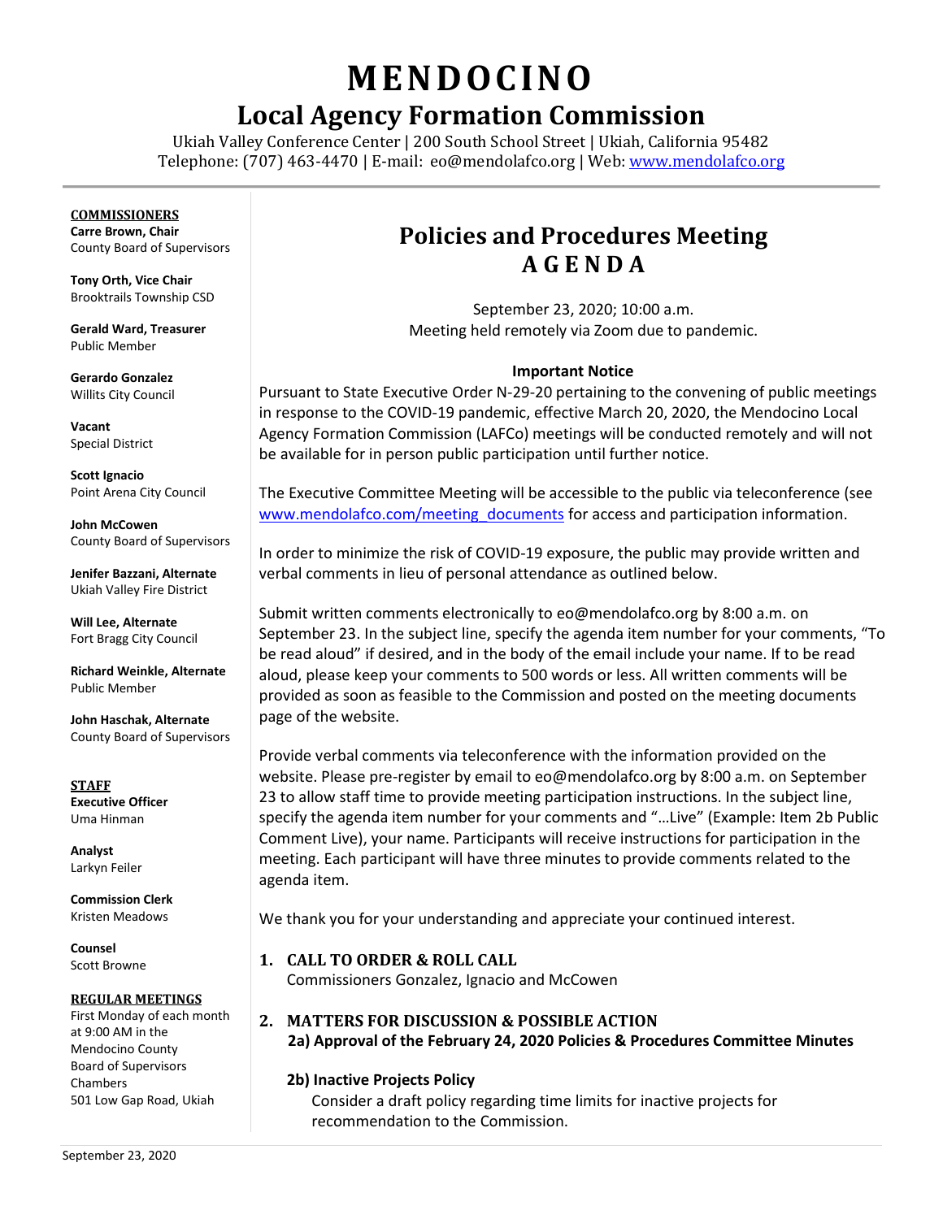# MENDOCINO

## Local Agency Formation Commission

Ukiah Valley Conference Center | 200 South School Street | Ukiah, California 95482
Telephone: (707) 463-4470 | E-mail: eo@mendolafco.org | Web: www.mendolafco.org

**COMMISSIONERS**

**Carre Brown, Chair**
County Board of Supervisors

**Tony Orth, Vice Chair**
Brooktrails Township CSD

**Gerald Ward, Treasurer**
Public Member

**Gerardo Gonzalez**
Willits City Council

**Vacant**
Special District

**Scott Ignacio**
Point Arena City Council

**John McCowen**
County Board of Supervisors

**Jenifer Bazzani, Alternate**
Ukiah Valley Fire District

**Will Lee, Alternate**
Fort Bragg City Council

**Richard Weinkle, Alternate**
Public Member

**John Haschak, Alternate**
County Board of Supervisors

**STAFF**

**Executive Officer**
Uma Hinman

**Analyst**
Larkyn Feiler

**Commission Clerk**
Kristen Meadows

**Counsel**
Scott Browne

**REGULAR MEETINGS**
First Monday of each month at 9:00 AM in the Mendocino County Board of Supervisors Chambers
501 Low Gap Road, Ukiah

## Policies and Procedures Meeting AGENDA

September 23, 2020; 10:00 a.m.
Meeting held remotely via Zoom due to pandemic.

**Important Notice**

Pursuant to State Executive Order N-29-20 pertaining to the convening of public meetings in response to the COVID-19 pandemic, effective March 20, 2020, the Mendocino Local Agency Formation Commission (LAFCo) meetings will be conducted remotely and will not be available for in person public participation until further notice.

The Executive Committee Meeting will be accessible to the public via teleconference (see www.mendolafco.com/meeting_documents for access and participation information.

In order to minimize the risk of COVID-19 exposure, the public may provide written and verbal comments in lieu of personal attendance as outlined below.

Submit written comments electronically to eo@mendolafco.org by 8:00 a.m. on September 23. In the subject line, specify the agenda item number for your comments, "To be read aloud" if desired, and in the body of the email include your name. If to be read aloud, please keep your comments to 500 words or less. All written comments will be provided as soon as feasible to the Commission and posted on the meeting documents page of the website.

Provide verbal comments via teleconference with the information provided on the website. Please pre-register by email to eo@mendolafco.org by 8:00 a.m. on September 23 to allow staff time to provide meeting participation instructions. In the subject line, specify the agenda item number for your comments and "…Live" (Example: Item 2b Public Comment Live), your name. Participants will receive instructions for participation in the meeting. Each participant will have three minutes to provide comments related to the agenda item.

We thank you for your understanding and appreciate your continued interest.

### 1. CALL TO ORDER & ROLL CALL

Commissioners Gonzalez, Ignacio and McCowen

### 2. MATTERS FOR DISCUSSION & POSSIBLE ACTION

**2a) Approval of the February 24, 2020 Policies & Procedures Committee Minutes**

**2b) Inactive Projects Policy**

Consider a draft policy regarding time limits for inactive projects for recommendation to the Commission.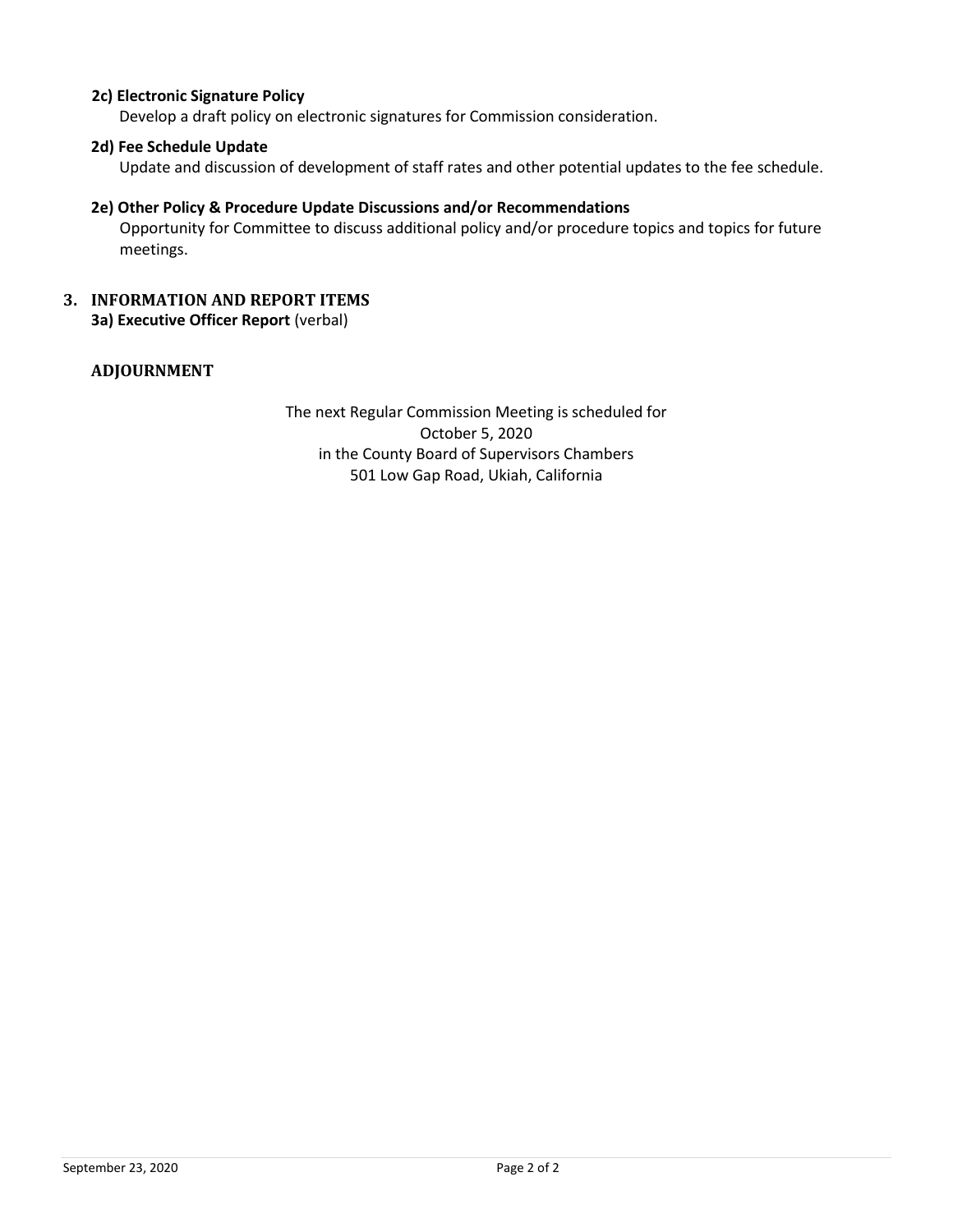**2c) Electronic Signature Policy**

Develop a draft policy on electronic signatures for Commission consideration.

**2d) Fee Schedule Update**

Update and discussion of development of staff rates and other potential updates to the fee schedule.

**2e) Other Policy & Procedure Update Discussions and/or Recommendations**

Opportunity for Committee to discuss additional policy and/or procedure topics and topics for future meetings.

## 3. INFORMATION AND REPORT ITEMS

**3a) Executive Officer Report** (verbal)

## ADJOURNMENT

The next Regular Commission Meeting is scheduled for
October 5, 2020
in the County Board of Supervisors Chambers
501 Low Gap Road, Ukiah, California

September 23, 2020